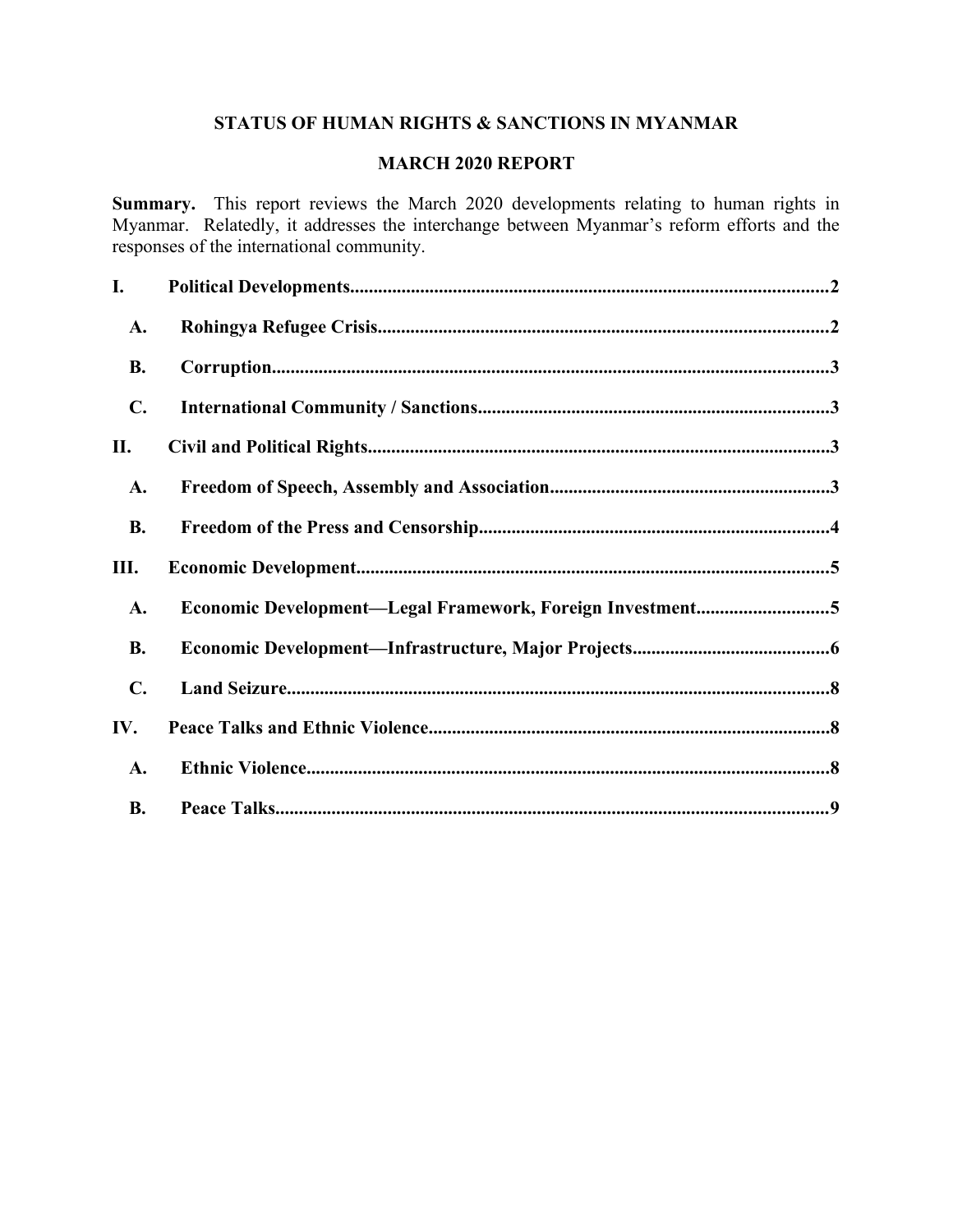# STATUS OF HUMAN RIGHTS & SANCTIONS IN MYANMAR

## MARCH 2020 REPORT

**Summary.** This report reviews the March 2020 developments relating to human rights in Myanmar. Relatedly, it addresses the interchange between Myanmar's reform efforts and the responses of the international community.

**I. Political Developments** .....2

- **A. Rohingya Refugee Crisis** .....2
- **B. Corruption** .....3
- **C. International Community / Sanctions** .....3

**II. Civil and Political Rights** .....3

- **A. Freedom of Speech, Assembly and Association** .....3
- **B. Freedom of the Press and Censorship** .....4

**III. Economic Development** .....5

- **A. Economic Development—Legal Framework, Foreign Investment** .....5
- **B. Economic Development—Infrastructure, Major Projects** .....6
- **C. Land Seizure** .....8

**IV. Peace Talks and Ethnic Violence** .....8

- **A. Ethnic Violence** .....8
- **B. Peace Talks** .....9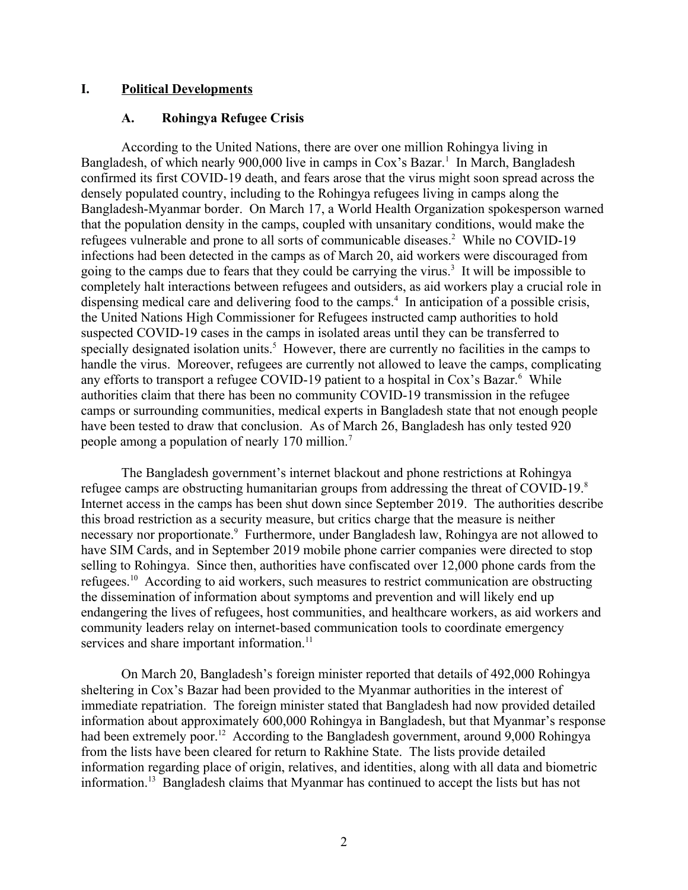# I. Political Developments

## A. Rohingya Refugee Crisis

According to the United Nations, there are over one million Rohingya living in Bangladesh, of which nearly 900,000 live in camps in Cox's Bazar.[1] In March, Bangladesh confirmed its first COVID-19 death, and fears arose that the virus might soon spread across the densely populated country, including to the Rohingya refugees living in camps along the Bangladesh-Myanmar border. On March 17, a World Health Organization spokesperson warned that the population density in the camps, coupled with unsanitary conditions, would make the refugees vulnerable and prone to all sorts of communicable diseases.[2] While no COVID-19 infections had been detected in the camps as of March 20, aid workers were discouraged from going to the camps due to fears that they could be carrying the virus.[3] It will be impossible to completely halt interactions between refugees and outsiders, as aid workers play a crucial role in dispensing medical care and delivering food to the camps.[4] In anticipation of a possible crisis, the United Nations High Commissioner for Refugees instructed camp authorities to hold suspected COVID-19 cases in the camps in isolated areas until they can be transferred to specially designated isolation units.[5] However, there are currently no facilities in the camps to handle the virus. Moreover, refugees are currently not allowed to leave the camps, complicating any efforts to transport a refugee COVID-19 patient to a hospital in Cox's Bazar.[6] While authorities claim that there has been no community COVID-19 transmission in the refugee camps or surrounding communities, medical experts in Bangladesh state that not enough people have been tested to draw that conclusion. As of March 26, Bangladesh has only tested 920 people among a population of nearly 170 million.[7]

The Bangladesh government's internet blackout and phone restrictions at Rohingya refugee camps are obstructing humanitarian groups from addressing the threat of COVID-19.[8] Internet access in the camps has been shut down since September 2019. The authorities describe this broad restriction as a security measure, but critics charge that the measure is neither necessary nor proportionate.[9] Furthermore, under Bangladesh law, Rohingya are not allowed to have SIM Cards, and in September 2019 mobile phone carrier companies were directed to stop selling to Rohingya. Since then, authorities have confiscated over 12,000 phone cards from the refugees.[10] According to aid workers, such measures to restrict communication are obstructing the dissemination of information about symptoms and prevention and will likely end up endangering the lives of refugees, host communities, and healthcare workers, as aid workers and community leaders relay on internet-based communication tools to coordinate emergency services and share important information.[11]

On March 20, Bangladesh's foreign minister reported that details of 492,000 Rohingya sheltering in Cox's Bazar had been provided to the Myanmar authorities in the interest of immediate repatriation. The foreign minister stated that Bangladesh had now provided detailed information about approximately 600,000 Rohingya in Bangladesh, but that Myanmar's response had been extremely poor.[12] According to the Bangladesh government, around 9,000 Rohingya from the lists have been cleared for return to Rakhine State. The lists provide detailed information regarding place of origin, relatives, and identities, along with all data and biometric information.[13] Bangladesh claims that Myanmar has continued to accept the lists but has not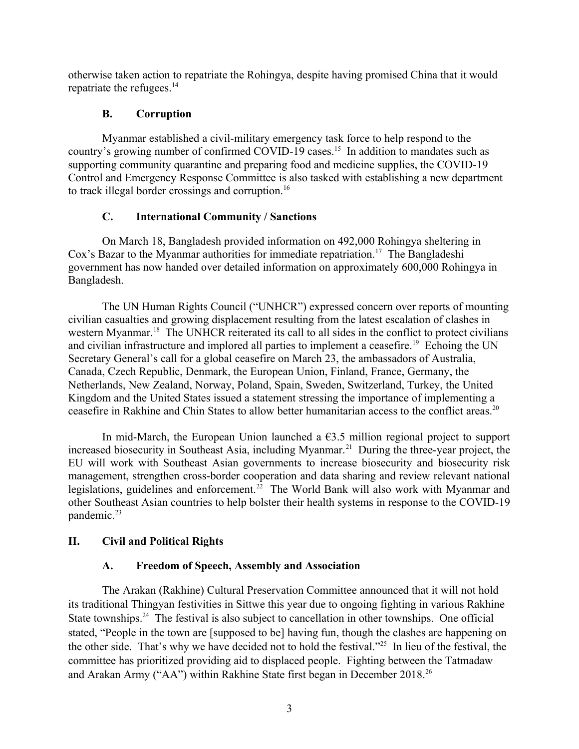otherwise taken action to repatriate the Rohingya, despite having promised China that it would repatriate the refugees.[14]

### B. Corruption

Myanmar established a civil-military emergency task force to help respond to the country's growing number of confirmed COVID-19 cases.[15] In addition to mandates such as supporting community quarantine and preparing food and medicine supplies, the COVID-19 Control and Emergency Response Committee is also tasked with establishing a new department to track illegal border crossings and corruption.[16]

### C. International Community / Sanctions

On March 18, Bangladesh provided information on 492,000 Rohingya sheltering in Cox's Bazar to the Myanmar authorities for immediate repatriation.[17] The Bangladeshi government has now handed over detailed information on approximately 600,000 Rohingya in Bangladesh.

The UN Human Rights Council ("UNHCR") expressed concern over reports of mounting civilian casualties and growing displacement resulting from the latest escalation of clashes in western Myanmar.[18] The UNHCR reiterated its call to all sides in the conflict to protect civilians and civilian infrastructure and implored all parties to implement a ceasefire.[19] Echoing the UN Secretary General's call for a global ceasefire on March 23, the ambassadors of Australia, Canada, Czech Republic, Denmark, the European Union, Finland, France, Germany, the Netherlands, New Zealand, Norway, Poland, Spain, Sweden, Switzerland, Turkey, the United Kingdom and the United States issued a statement stressing the importance of implementing a ceasefire in Rakhine and Chin States to allow better humanitarian access to the conflict areas.[20]

In mid-March, the European Union launched a €3.5 million regional project to support increased biosecurity in Southeast Asia, including Myanmar.[21] During the three-year project, the EU will work with Southeast Asian governments to increase biosecurity and biosecurity risk management, strengthen cross-border cooperation and data sharing and review relevant national legislations, guidelines and enforcement.[22] The World Bank will also work with Myanmar and other Southeast Asian countries to help bolster their health systems in response to the COVID-19 pandemic.[23]

## II. Civil and Political Rights

### A. Freedom of Speech, Assembly and Association

The Arakan (Rakhine) Cultural Preservation Committee announced that it will not hold its traditional Thingyan festivities in Sittwe this year due to ongoing fighting in various Rakhine State townships.[24] The festival is also subject to cancellation in other townships. One official stated, "People in the town are [supposed to be] having fun, though the clashes are happening on the other side. That's why we have decided not to hold the festival."[25] In lieu of the festival, the committee has prioritized providing aid to displaced people. Fighting between the Tatmadaw and Arakan Army ("AA") within Rakhine State first began in December 2018.[26]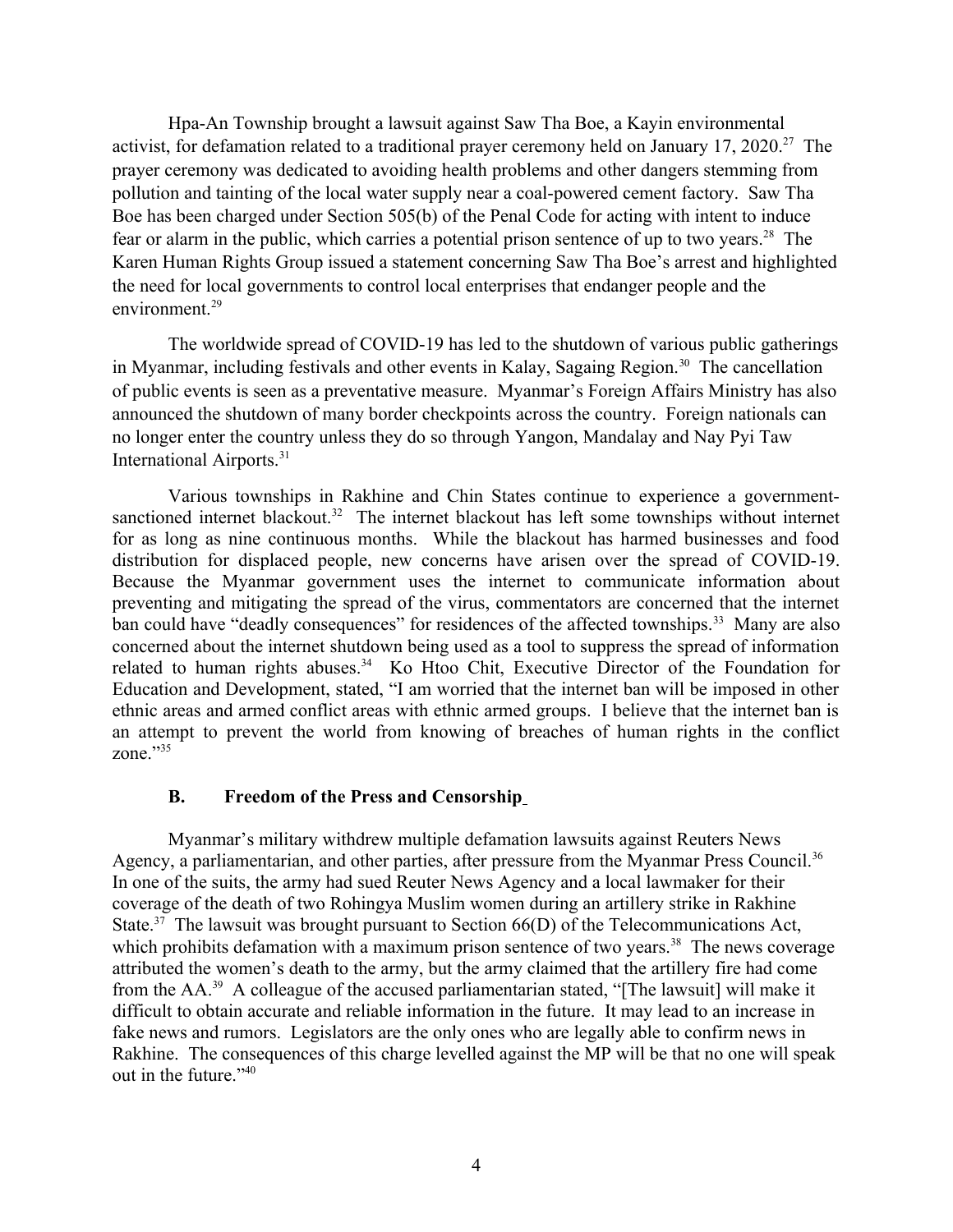Hpa-An Township brought a lawsuit against Saw Tha Boe, a Kayin environmental activist, for defamation related to a traditional prayer ceremony held on January 17, 2020.[27] The prayer ceremony was dedicated to avoiding health problems and other dangers stemming from pollution and tainting of the local water supply near a coal-powered cement factory. Saw Tha Boe has been charged under Section 505(b) of the Penal Code for acting with intent to induce fear or alarm in the public, which carries a potential prison sentence of up to two years.[28] The Karen Human Rights Group issued a statement concerning Saw Tha Boe's arrest and highlighted the need for local governments to control local enterprises that endanger people and the environment.[29]

The worldwide spread of COVID-19 has led to the shutdown of various public gatherings in Myanmar, including festivals and other events in Kalay, Sagaing Region.[30] The cancellation of public events is seen as a preventative measure. Myanmar's Foreign Affairs Ministry has also announced the shutdown of many border checkpoints across the country. Foreign nationals can no longer enter the country unless they do so through Yangon, Mandalay and Nay Pyi Taw International Airports.[31]

Various townships in Rakhine and Chin States continue to experience a government-sanctioned internet blackout.[32] The internet blackout has left some townships without internet for as long as nine continuous months. While the blackout has harmed businesses and food distribution for displaced people, new concerns have arisen over the spread of COVID-19. Because the Myanmar government uses the internet to communicate information about preventing and mitigating the spread of the virus, commentators are concerned that the internet ban could have "deadly consequences" for residences of the affected townships.[33] Many are also concerned about the internet shutdown being used as a tool to suppress the spread of information related to human rights abuses.[34] Ko Htoo Chit, Executive Director of the Foundation for Education and Development, stated, "I am worried that the internet ban will be imposed in other ethnic areas and armed conflict areas with ethnic armed groups. I believe that the internet ban is an attempt to prevent the world from knowing of breaches of human rights in the conflict zone."[35]

### B. Freedom of the Press and Censorship

Myanmar's military withdrew multiple defamation lawsuits against Reuters News Agency, a parliamentarian, and other parties, after pressure from the Myanmar Press Council.[36] In one of the suits, the army had sued Reuter News Agency and a local lawmaker for their coverage of the death of two Rohingya Muslim women during an artillery strike in Rakhine State.[37] The lawsuit was brought pursuant to Section 66(D) of the Telecommunications Act, which prohibits defamation with a maximum prison sentence of two years.[38] The news coverage attributed the women's death to the army, but the army claimed that the artillery fire had come from the AA.[39] A colleague of the accused parliamentarian stated, "[The lawsuit] will make it difficult to obtain accurate and reliable information in the future. It may lead to an increase in fake news and rumors. Legislators are the only ones who are legally able to confirm news in Rakhine. The consequences of this charge levelled against the MP will be that no one will speak out in the future."[40]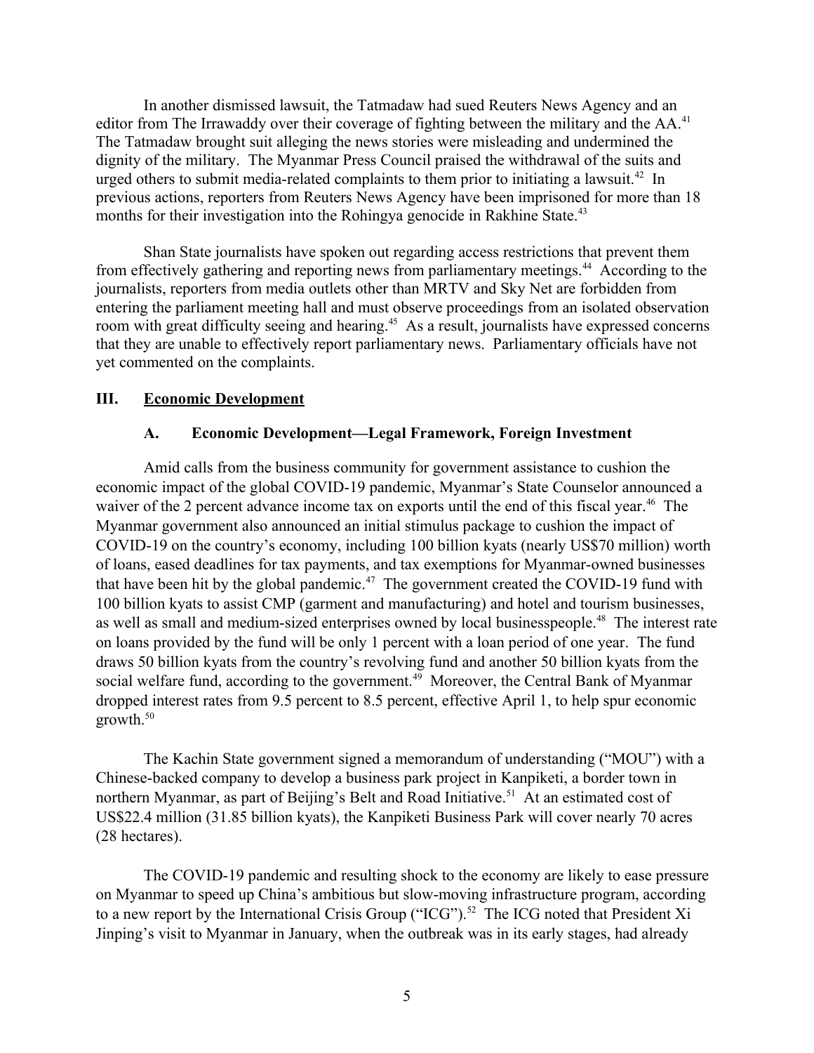In another dismissed lawsuit, the Tatmadaw had sued Reuters News Agency and an editor from The Irrawaddy over their coverage of fighting between the military and the AA.[41] The Tatmadaw brought suit alleging the news stories were misleading and undermined the dignity of the military. The Myanmar Press Council praised the withdrawal of the suits and urged others to submit media-related complaints to them prior to initiating a lawsuit.[42] In previous actions, reporters from Reuters News Agency have been imprisoned for more than 18 months for their investigation into the Rohingya genocide in Rakhine State.[43]

Shan State journalists have spoken out regarding access restrictions that prevent them from effectively gathering and reporting news from parliamentary meetings.[44] According to the journalists, reporters from media outlets other than MRTV and Sky Net are forbidden from entering the parliament meeting hall and must observe proceedings from an isolated observation room with great difficulty seeing and hearing.[45] As a result, journalists have expressed concerns that they are unable to effectively report parliamentary news. Parliamentary officials have not yet commented on the complaints.

## III. Economic Development

### A. Economic Development—Legal Framework, Foreign Investment

Amid calls from the business community for government assistance to cushion the economic impact of the global COVID-19 pandemic, Myanmar's State Counselor announced a waiver of the 2 percent advance income tax on exports until the end of this fiscal year.[46] The Myanmar government also announced an initial stimulus package to cushion the impact of COVID-19 on the country's economy, including 100 billion kyats (nearly US$70 million) worth of loans, eased deadlines for tax payments, and tax exemptions for Myanmar-owned businesses that have been hit by the global pandemic.[47] The government created the COVID-19 fund with 100 billion kyats to assist CMP (garment and manufacturing) and hotel and tourism businesses, as well as small and medium-sized enterprises owned by local businesspeople.[48] The interest rate on loans provided by the fund will be only 1 percent with a loan period of one year. The fund draws 50 billion kyats from the country's revolving fund and another 50 billion kyats from the social welfare fund, according to the government.[49] Moreover, the Central Bank of Myanmar dropped interest rates from 9.5 percent to 8.5 percent, effective April 1, to help spur economic growth.[50]

The Kachin State government signed a memorandum of understanding ("MOU") with a Chinese-backed company to develop a business park project in Kanpiketi, a border town in northern Myanmar, as part of Beijing's Belt and Road Initiative.[51] At an estimated cost of US$22.4 million (31.85 billion kyats), the Kanpiketi Business Park will cover nearly 70 acres (28 hectares).

The COVID-19 pandemic and resulting shock to the economy are likely to ease pressure on Myanmar to speed up China's ambitious but slow-moving infrastructure program, according to a new report by the International Crisis Group ("ICG").[52] The ICG noted that President Xi Jinping's visit to Myanmar in January, when the outbreak was in its early stages, had already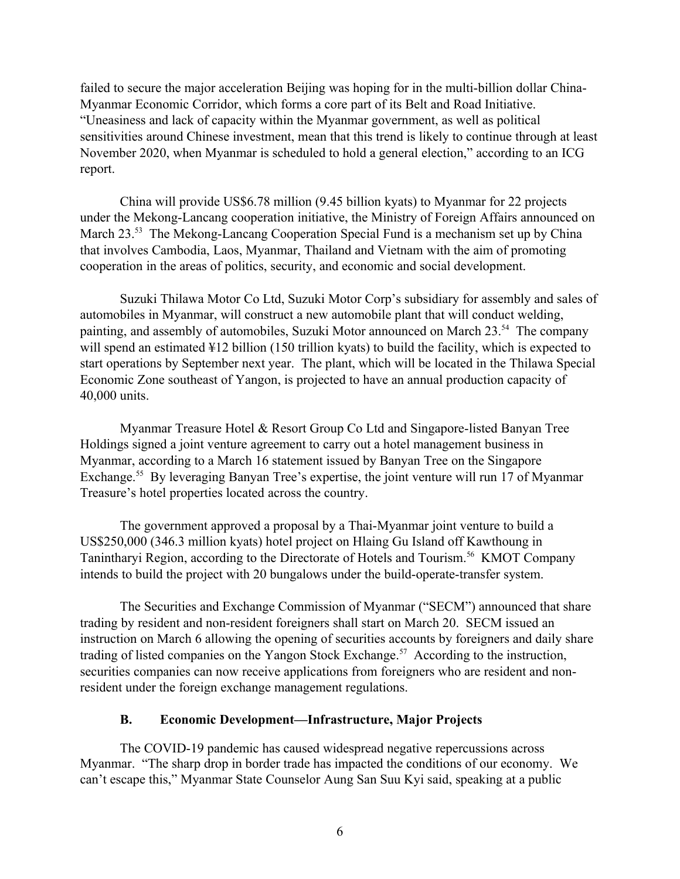failed to secure the major acceleration Beijing was hoping for in the multi-billion dollar China-Myanmar Economic Corridor, which forms a core part of its Belt and Road Initiative. "Uneasiness and lack of capacity within the Myanmar government, as well as political sensitivities around Chinese investment, mean that this trend is likely to continue through at least November 2020, when Myanmar is scheduled to hold a general election," according to an ICG report.

China will provide US$6.78 million (9.45 billion kyats) to Myanmar for 22 projects under the Mekong-Lancang cooperation initiative, the Ministry of Foreign Affairs announced on March 23.[53] The Mekong-Lancang Cooperation Special Fund is a mechanism set up by China that involves Cambodia, Laos, Myanmar, Thailand and Vietnam with the aim of promoting cooperation in the areas of politics, security, and economic and social development.

Suzuki Thilawa Motor Co Ltd, Suzuki Motor Corp's subsidiary for assembly and sales of automobiles in Myanmar, will construct a new automobile plant that will conduct welding, painting, and assembly of automobiles, Suzuki Motor announced on March 23.[54] The company will spend an estimated ¥12 billion (150 trillion kyats) to build the facility, which is expected to start operations by September next year. The plant, which will be located in the Thilawa Special Economic Zone southeast of Yangon, is projected to have an annual production capacity of 40,000 units.

Myanmar Treasure Hotel & Resort Group Co Ltd and Singapore-listed Banyan Tree Holdings signed a joint venture agreement to carry out a hotel management business in Myanmar, according to a March 16 statement issued by Banyan Tree on the Singapore Exchange.[55] By leveraging Banyan Tree's expertise, the joint venture will run 17 of Myanmar Treasure's hotel properties located across the country.

The government approved a proposal by a Thai-Myanmar joint venture to build a US$250,000 (346.3 million kyats) hotel project on Hlaing Gu Island off Kawthoung in Tanintharyi Region, according to the Directorate of Hotels and Tourism.[56] KMOT Company intends to build the project with 20 bungalows under the build-operate-transfer system.

The Securities and Exchange Commission of Myanmar ("SECM") announced that share trading by resident and non-resident foreigners shall start on March 20. SECM issued an instruction on March 6 allowing the opening of securities accounts by foreigners and daily share trading of listed companies on the Yangon Stock Exchange.[57] According to the instruction, securities companies can now receive applications from foreigners who are resident and non-resident under the foreign exchange management regulations.

### B. Economic Development—Infrastructure, Major Projects

The COVID-19 pandemic has caused widespread negative repercussions across Myanmar. "The sharp drop in border trade has impacted the conditions of our economy. We can't escape this," Myanmar State Counselor Aung San Suu Kyi said, speaking at a public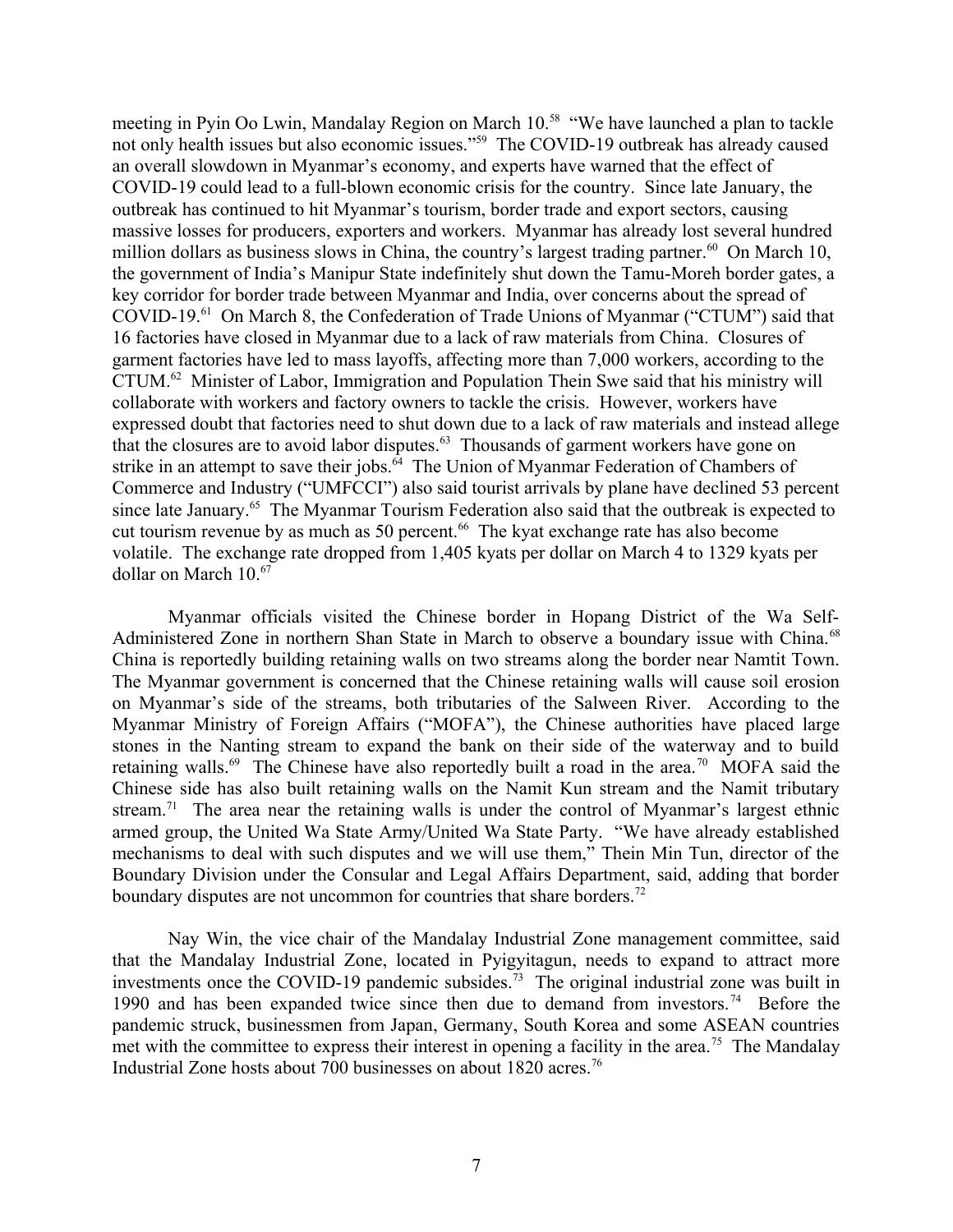meeting in Pyin Oo Lwin, Mandalay Region on March 10.[58] "We have launched a plan to tackle not only health issues but also economic issues."[59] The COVID-19 outbreak has already caused an overall slowdown in Myanmar's economy, and experts have warned that the effect of COVID-19 could lead to a full-blown economic crisis for the country. Since late January, the outbreak has continued to hit Myanmar's tourism, border trade and export sectors, causing massive losses for producers, exporters and workers. Myanmar has already lost several hundred million dollars as business slows in China, the country's largest trading partner.[60] On March 10, the government of India's Manipur State indefinitely shut down the Tamu-Moreh border gates, a key corridor for border trade between Myanmar and India, over concerns about the spread of COVID-19.[61] On March 8, the Confederation of Trade Unions of Myanmar ("CTUM") said that 16 factories have closed in Myanmar due to a lack of raw materials from China. Closures of garment factories have led to mass layoffs, affecting more than 7,000 workers, according to the CTUM.[62] Minister of Labor, Immigration and Population Thein Swe said that his ministry will collaborate with workers and factory owners to tackle the crisis. However, workers have expressed doubt that factories need to shut down due to a lack of raw materials and instead allege that the closures are to avoid labor disputes.[63] Thousands of garment workers have gone on strike in an attempt to save their jobs.[64] The Union of Myanmar Federation of Chambers of Commerce and Industry ("UMFCCI") also said tourist arrivals by plane have declined 53 percent since late January.[65] The Myanmar Tourism Federation also said that the outbreak is expected to cut tourism revenue by as much as 50 percent.[66] The kyat exchange rate has also become volatile. The exchange rate dropped from 1,405 kyats per dollar on March 4 to 1329 kyats per dollar on March 10.[67]

Myanmar officials visited the Chinese border in Hopang District of the Wa Self-Administered Zone in northern Shan State in March to observe a boundary issue with China.[68] China is reportedly building retaining walls on two streams along the border near Namtit Town. The Myanmar government is concerned that the Chinese retaining walls will cause soil erosion on Myanmar's side of the streams, both tributaries of the Salween River. According to the Myanmar Ministry of Foreign Affairs ("MOFA"), the Chinese authorities have placed large stones in the Nanting stream to expand the bank on their side of the waterway and to build retaining walls.[69] The Chinese have also reportedly built a road in the area.[70] MOFA said the Chinese side has also built retaining walls on the Namit Kun stream and the Namit tributary stream.[71] The area near the retaining walls is under the control of Myanmar's largest ethnic armed group, the United Wa State Army/United Wa State Party. "We have already established mechanisms to deal with such disputes and we will use them," Thein Min Tun, director of the Boundary Division under the Consular and Legal Affairs Department, said, adding that border boundary disputes are not uncommon for countries that share borders.[72]

Nay Win, the vice chair of the Mandalay Industrial Zone management committee, said that the Mandalay Industrial Zone, located in Pyigyitagun, needs to expand to attract more investments once the COVID-19 pandemic subsides.[73] The original industrial zone was built in 1990 and has been expanded twice since then due to demand from investors.[74] Before the pandemic struck, businessmen from Japan, Germany, South Korea and some ASEAN countries met with the committee to express their interest in opening a facility in the area.[75] The Mandalay Industrial Zone hosts about 700 businesses on about 1820 acres.[76]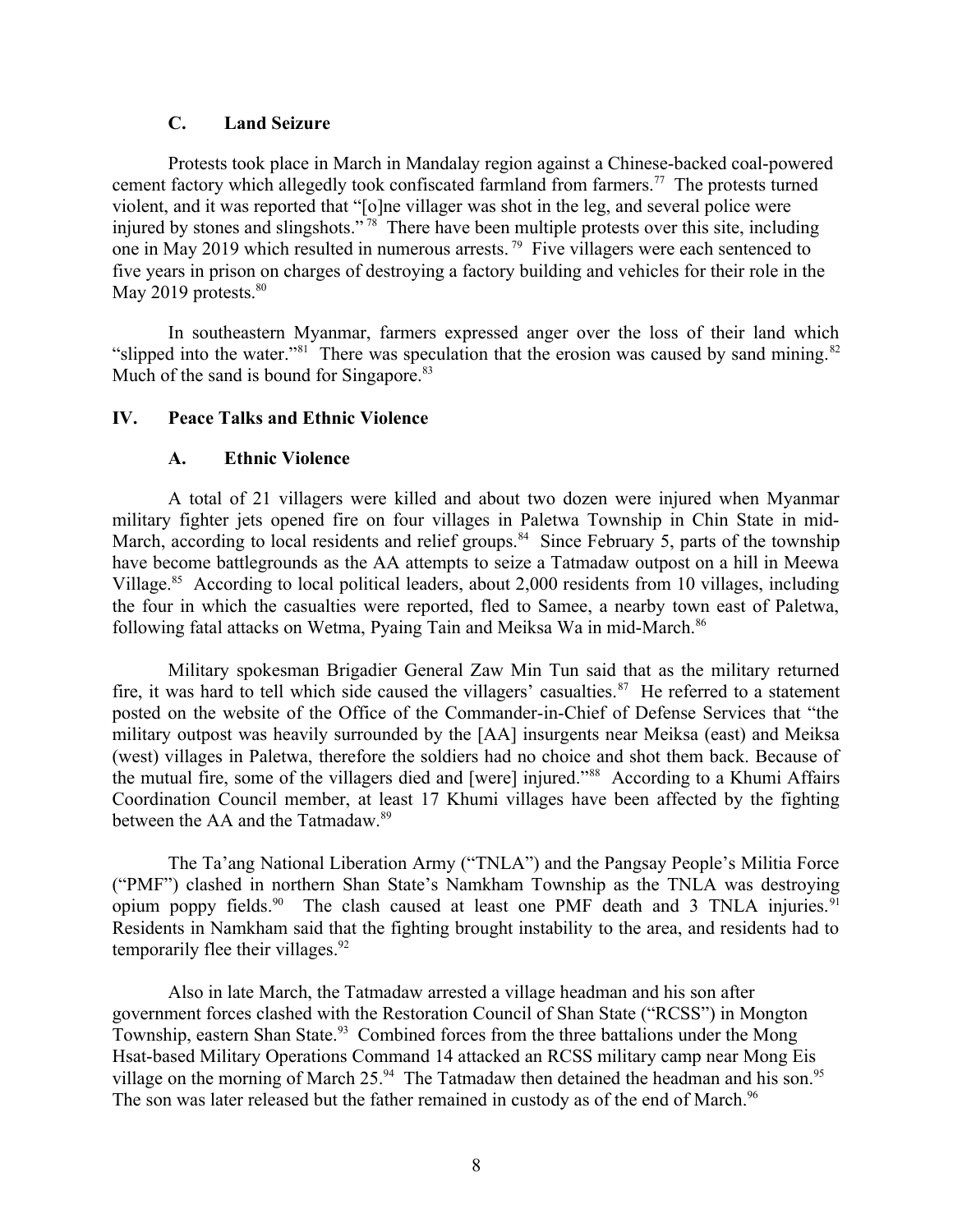### C. Land Seizure

Protests took place in March in Mandalay region against a Chinese-backed coal-powered cement factory which allegedly took confiscated farmland from farmers.[77] The protests turned violent, and it was reported that "[o]ne villager was shot in the leg, and several police were injured by stones and slingshots."[78] There have been multiple protests over this site, including one in May 2019 which resulted in numerous arrests.[79] Five villagers were each sentenced to five years in prison on charges of destroying a factory building and vehicles for their role in the May 2019 protests.[80]

In southeastern Myanmar, farmers expressed anger over the loss of their land which "slipped into the water."[81] There was speculation that the erosion was caused by sand mining.[82] Much of the sand is bound for Singapore.[83]

## IV. Peace Talks and Ethnic Violence

### A. Ethnic Violence

A total of 21 villagers were killed and about two dozen were injured when Myanmar military fighter jets opened fire on four villages in Paletwa Township in Chin State in mid-March, according to local residents and relief groups.[84] Since February 5, parts of the township have become battlegrounds as the AA attempts to seize a Tatmadaw outpost on a hill in Meewa Village.[85] According to local political leaders, about 2,000 residents from 10 villages, including the four in which the casualties were reported, fled to Samee, a nearby town east of Paletwa, following fatal attacks on Wetma, Pyaing Tain and Meiksa Wa in mid-March.[86]

Military spokesman Brigadier General Zaw Min Tun said that as the military returned fire, it was hard to tell which side caused the villagers' casualties.[87] He referred to a statement posted on the website of the Office of the Commander-in-Chief of Defense Services that "the military outpost was heavily surrounded by the [AA] insurgents near Meiksa (east) and Meiksa (west) villages in Paletwa, therefore the soldiers had no choice and shot them back. Because of the mutual fire, some of the villagers died and [were] injured."[88] According to a Khumi Affairs Coordination Council member, at least 17 Khumi villages have been affected by the fighting between the AA and the Tatmadaw.[89]

The Ta'ang National Liberation Army ("TNLA") and the Pangsay People's Militia Force ("PMF") clashed in northern Shan State's Namkham Township as the TNLA was destroying opium poppy fields.[90] The clash caused at least one PMF death and 3 TNLA injuries.[91] Residents in Namkham said that the fighting brought instability to the area, and residents had to temporarily flee their villages.[92]

Also in late March, the Tatmadaw arrested a village headman and his son after government forces clashed with the Restoration Council of Shan State ("RCSS") in Mongton Township, eastern Shan State.[93] Combined forces from the three battalions under the Mong Hsat-based Military Operations Command 14 attacked an RCSS military camp near Mong Eis village on the morning of March 25.[94] The Tatmadaw then detained the headman and his son.[95] The son was later released but the father remained in custody as of the end of March.[96]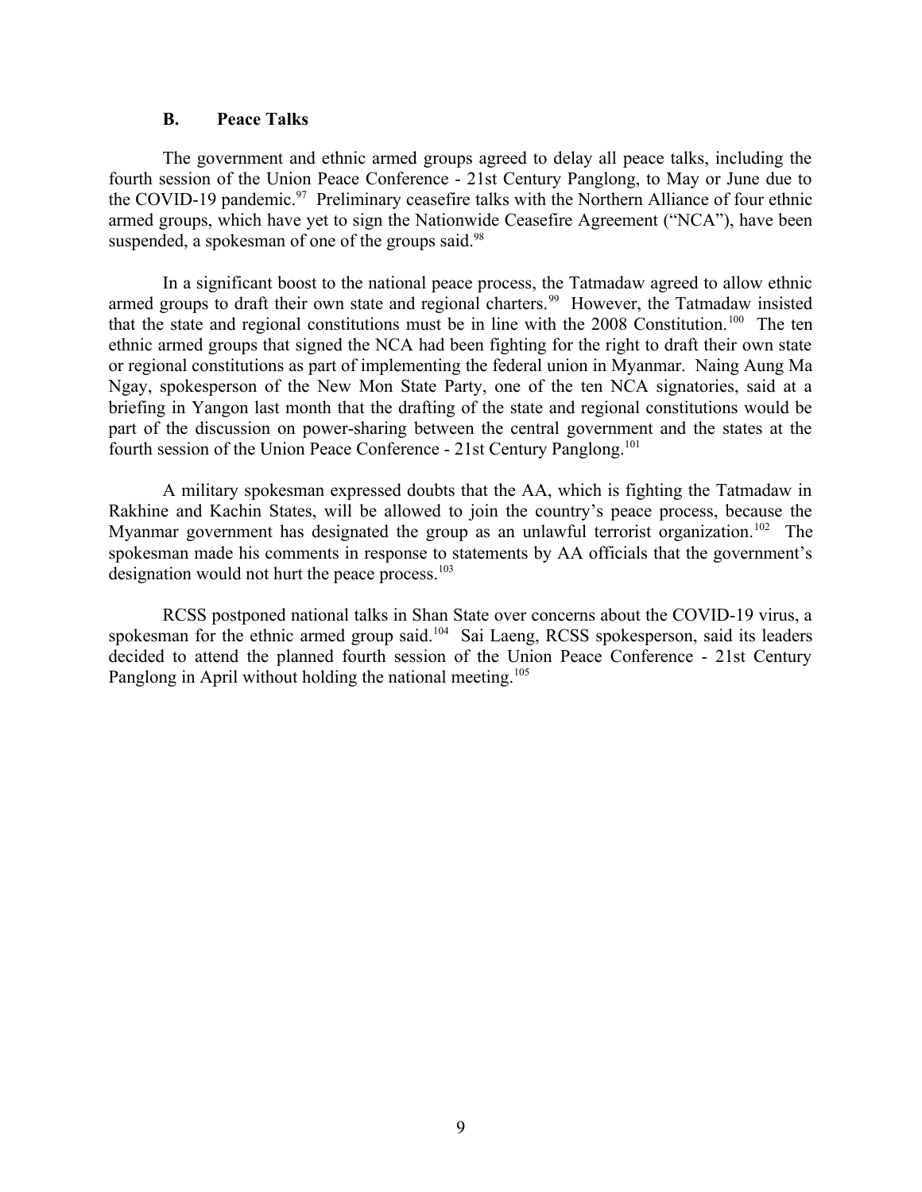### B. Peace Talks

The government and ethnic armed groups agreed to delay all peace talks, including the fourth session of the Union Peace Conference - 21st Century Panglong, to May or June due to the COVID-19 pandemic.[97] Preliminary ceasefire talks with the Northern Alliance of four ethnic armed groups, which have yet to sign the Nationwide Ceasefire Agreement ("NCA"), have been suspended, a spokesman of one of the groups said.[98]

In a significant boost to the national peace process, the Tatmadaw agreed to allow ethnic armed groups to draft their own state and regional charters.[99] However, the Tatmadaw insisted that the state and regional constitutions must be in line with the 2008 Constitution.[100] The ten ethnic armed groups that signed the NCA had been fighting for the right to draft their own state or regional constitutions as part of implementing the federal union in Myanmar. Naing Aung Ma Ngay, spokesperson of the New Mon State Party, one of the ten NCA signatories, said at a briefing in Yangon last month that the drafting of the state and regional constitutions would be part of the discussion on power-sharing between the central government and the states at the fourth session of the Union Peace Conference - 21st Century Panglong.[101]

A military spokesman expressed doubts that the AA, which is fighting the Tatmadaw in Rakhine and Kachin States, will be allowed to join the country's peace process, because the Myanmar government has designated the group as an unlawful terrorist organization.[102] The spokesman made his comments in response to statements by AA officials that the government's designation would not hurt the peace process.[103]

RCSS postponed national talks in Shan State over concerns about the COVID-19 virus, a spokesman for the ethnic armed group said.[104] Sai Laeng, RCSS spokesperson, said its leaders decided to attend the planned fourth session of the Union Peace Conference - 21st Century Panglong in April without holding the national meeting.[105]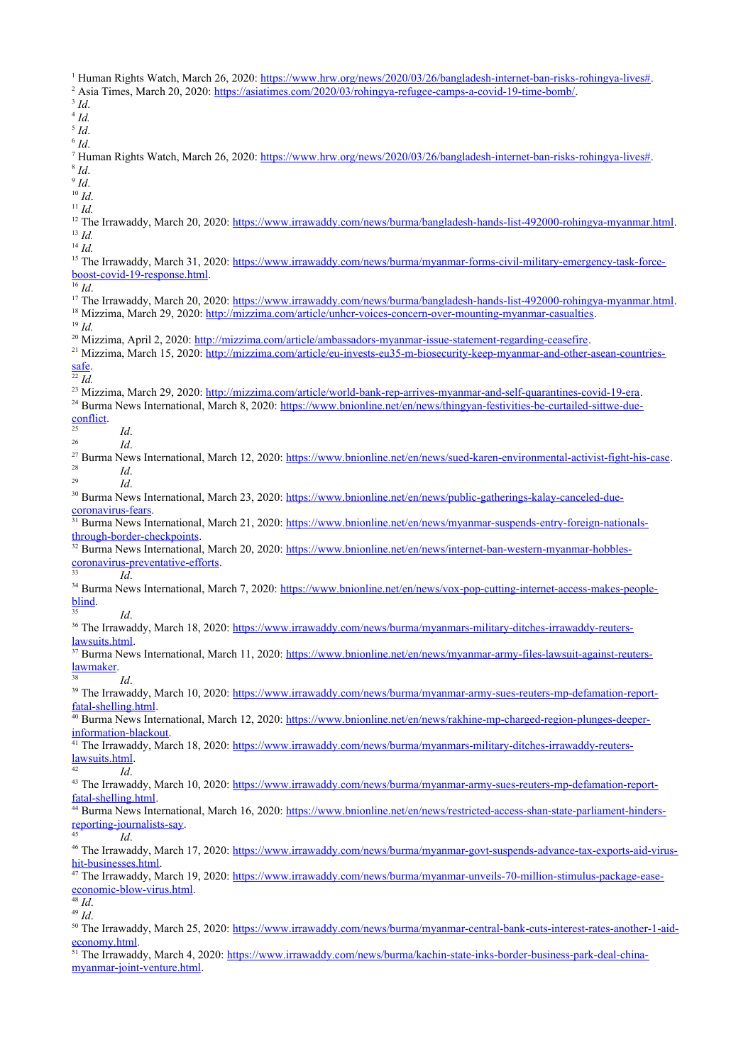[1] Human Rights Watch, March 26, 2020: https://www.hrw.org/news/2020/03/26/bangladesh-internet-ban-risks-rohingya-lives#.

[2] Asia Times, March 20, 2020: https://asiatimes.com/2020/03/rohingya-refugee-camps-a-covid-19-time-bomb/.

[3] *Id*.

[4] *Id.*

[5] *Id*.

[6] *Id*.

[7] Human Rights Watch, March 26, 2020: https://www.hrw.org/news/2020/03/26/bangladesh-internet-ban-risks-rohingya-lives#.

[8] *Id*.

[9] *Id*.

[10] *Id*.

[11] *Id.*

[12] The Irrawaddy, March 20, 2020: https://www.irrawaddy.com/news/burma/bangladesh-hands-list-492000-rohingya-myanmar.html.

[13] *Id.*

[14] *Id.*

[15] The Irrawaddy, March 31, 2020: https://www.irrawaddy.com/news/burma/myanmar-forms-civil-military-emergency-task-force-boost-covid-19-response.html.

[16] *Id*.

[17] The Irrawaddy, March 20, 2020: https://www.irrawaddy.com/news/burma/bangladesh-hands-list-492000-rohingya-myanmar.html.

[18] Mizzima, March 29, 2020: http://mizzima.com/article/unhcr-voices-concern-over-mounting-myanmar-casualties.

[19] *Id.*

[20] Mizzima, April 2, 2020: http://mizzima.com/article/ambassadors-myanmar-issue-statement-regarding-ceasefire.

[21] Mizzima, March 15, 2020: http://mizzima.com/article/eu-invests-eu35-m-biosecurity-keep-myanmar-and-other-asean-countries-safe.

[22] *Id.*

[23] Mizzima, March 29, 2020: http://mizzima.com/article/world-bank-rep-arrives-myanmar-and-self-quarantines-covid-19-era.

[24] Burma News International, March 8, 2020: https://www.bnionline.net/en/news/thingyan-festivities-be-curtailed-sittwe-due-conflict.

[25] *Id*.

[26] *Id*.

[27] Burma News International, March 12, 2020: https://www.bnionline.net/en/news/sued-karen-environmental-activist-fight-his-case.

[28] *Id*.

[29] *Id*.

[30] Burma News International, March 23, 2020: https://www.bnionline.net/en/news/public-gatherings-kalay-canceled-due-coronavirus-fears.

[31] Burma News International, March 21, 2020: https://www.bnionline.net/en/news/myanmar-suspends-entry-foreign-nationals-through-border-checkpoints.

[32] Burma News International, March 20, 2020: https://www.bnionline.net/en/news/internet-ban-western-myanmar-hobbles-coronavirus-preventative-efforts.

[33] *Id*.

[34] Burma News International, March 7, 2020: https://www.bnionline.net/en/news/vox-pop-cutting-internet-access-makes-people-blind.

[35] *Id*.

[36] The Irrawaddy, March 18, 2020: https://www.irrawaddy.com/news/burma/myanmars-military-ditches-irrawaddy-reuters-lawsuits.html.

[37] Burma News International, March 11, 2020: https://www.bnionline.net/en/news/myanmar-army-files-lawsuit-against-reuters-lawmaker.

[38] *Id*.

[39] The Irrawaddy, March 10, 2020: https://www.irrawaddy.com/news/burma/myanmar-army-sues-reuters-mp-defamation-report-fatal-shelling.html.

[40] Burma News International, March 12, 2020: https://www.bnionline.net/en/news/rakhine-mp-charged-region-plunges-deeper-information-blackout.

[41] The Irrawaddy, March 18, 2020: https://www.irrawaddy.com/news/burma/myanmars-military-ditches-irrawaddy-reuters-lawsuits.html.

[42] *Id*.

[43] The Irrawaddy, March 10, 2020: https://www.irrawaddy.com/news/burma/myanmar-army-sues-reuters-mp-defamation-report-fatal-shelling.html.

[44] Burma News International, March 16, 2020: https://www.bnionline.net/en/news/restricted-access-shan-state-parliament-hinders-reporting-journalists-say.

[45] *Id*.

[46] The Irrawaddy, March 17, 2020: https://www.irrawaddy.com/news/burma/myanmar-govt-suspends-advance-tax-exports-aid-virus-hit-businesses.html.

[47] The Irrawaddy, March 19, 2020: https://www.irrawaddy.com/news/burma/myanmar-unveils-70-million-stimulus-package-ease-economic-blow-virus.html.

[48] *Id*.

[49] *Id*.

[50] The Irrawaddy, March 25, 2020: https://www.irrawaddy.com/news/burma/myanmar-central-bank-cuts-interest-rates-another-1-aid-economy.html.

[51] The Irrawaddy, March 4, 2020: https://www.irrawaddy.com/news/burma/kachin-state-inks-border-business-park-deal-china-myanmar-joint-venture.html.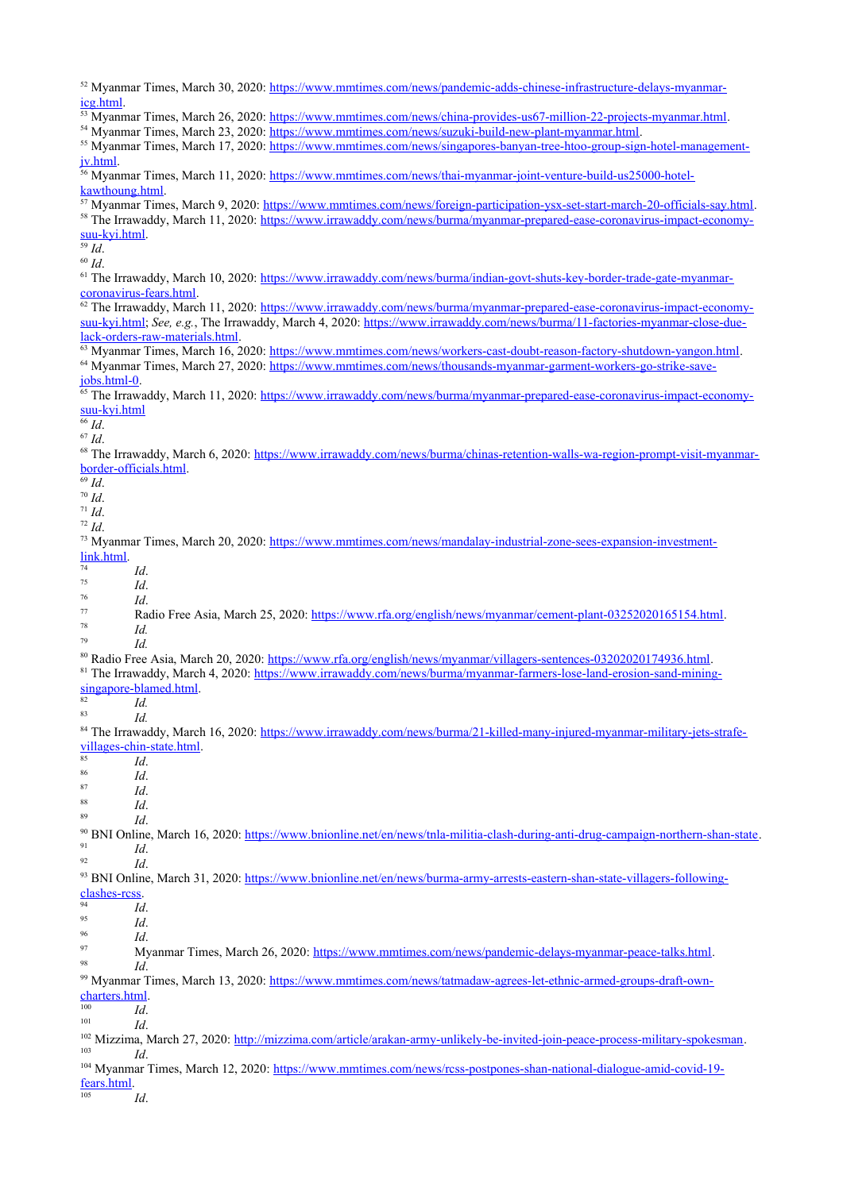[52] Myanmar Times, March 30, 2020: https://www.mmtimes.com/news/pandemic-adds-chinese-infrastructure-delays-myanmar-icg.html.

[53] Myanmar Times, March 26, 2020: https://www.mmtimes.com/news/china-provides-us67-million-22-projects-myanmar.html.

[54] Myanmar Times, March 23, 2020: https://www.mmtimes.com/news/suzuki-build-new-plant-myanmar.html.

[55] Myanmar Times, March 17, 2020: https://www.mmtimes.com/news/singapores-banyan-tree-htoo-group-sign-hotel-management-jv.html.

[56] Myanmar Times, March 11, 2020: https://www.mmtimes.com/news/thai-myanmar-joint-venture-build-us25000-hotel-kawthoung.html.

[57] Myanmar Times, March 9, 2020: https://www.mmtimes.com/news/foreign-participation-ysx-set-start-march-20-officials-say.html.

[58] The Irrawaddy, March 11, 2020: https://www.irrawaddy.com/news/burma/myanmar-prepared-ease-coronavirus-impact-economy-suu-kyi.html.

[59] *Id*.

[60] *Id*.

[61] The Irrawaddy, March 10, 2020: https://www.irrawaddy.com/news/burma/indian-govt-shuts-key-border-trade-gate-myanmar-coronavirus-fears.html.

[62] The Irrawaddy, March 11, 2020: https://www.irrawaddy.com/news/burma/myanmar-prepared-ease-coronavirus-impact-economy-suu-kyi.html; *See, e.g.*, The Irrawaddy, March 4, 2020: https://www.irrawaddy.com/news/burma/11-factories-myanmar-close-due-lack-orders-raw-materials.html.

[63] Myanmar Times, March 16, 2020: https://www.mmtimes.com/news/workers-cast-doubt-reason-factory-shutdown-yangon.html.

[64] Myanmar Times, March 27, 2020: https://www.mmtimes.com/news/thousands-myanmar-garment-workers-go-strike-save-jobs.html-0.

[65] The Irrawaddy, March 11, 2020: https://www.irrawaddy.com/news/burma/myanmar-prepared-ease-coronavirus-impact-economy-suu-kyi.html

[66] *Id*.

[67] *Id*.

[68] The Irrawaddy, March 6, 2020: https://www.irrawaddy.com/news/burma/chinas-retention-walls-wa-region-prompt-visit-myanmar-border-officials.html.

[69] *Id*.

[70] *Id*.

[71] *Id*.

[72] *Id*.

[73] Myanmar Times, March 20, 2020: https://www.mmtimes.com/news/mandalay-industrial-zone-sees-expansion-investment-link.html.

[74] *Id*.

[75] *Id*.

[76] *Id*.

[77] Radio Free Asia, March 25, 2020: https://www.rfa.org/english/news/myanmar/cement-plant-03252020165154.html.

[78] *Id.*

[79] *Id.*

[80] Radio Free Asia, March 20, 2020: https://www.rfa.org/english/news/myanmar/villagers-sentences-03202020174936.html.

[81] The Irrawaddy, March 4, 2020: https://www.irrawaddy.com/news/burma/myanmar-farmers-lose-land-erosion-sand-mining-singapore-blamed.html.

[82] *Id.*

[83] *Id.*

[84] The Irrawaddy, March 16, 2020: https://www.irrawaddy.com/news/burma/21-killed-many-injured-myanmar-military-jets-strafe-villages-chin-state.html.

[85] *Id*.

[86] *Id*.

[87] *Id*.

[88] *Id*.

[89] *Id*.

[90] BNI Online, March 16, 2020: https://www.bnionline.net/en/news/tnla-militia-clash-during-anti-drug-campaign-northern-shan-state.

[91] *Id*.

[92] *Id*.

[93] BNI Online, March 31, 2020: https://www.bnionline.net/en/news/burma-army-arrests-eastern-shan-state-villagers-following-clashes-rcss.

[94] *Id*.

[95] *Id*.

[96] *Id*.

[97] Myanmar Times, March 26, 2020: https://www.mmtimes.com/news/pandemic-delays-myanmar-peace-talks.html.

[98] *Id*.

[99] Myanmar Times, March 13, 2020: https://www.mmtimes.com/news/tatmadaw-agrees-let-ethnic-armed-groups-draft-own-charters.html.

[100] *Id*.

[101] *Id*.

[102] Mizzima, March 27, 2020: http://mizzima.com/article/arakan-army-unlikely-be-invited-join-peace-process-military-spokesman.

[103] *Id*.

[104] Myanmar Times, March 12, 2020: https://www.mmtimes.com/news/rcss-postpones-shan-national-dialogue-amid-covid-19-fears.html.

[105] *Id*.